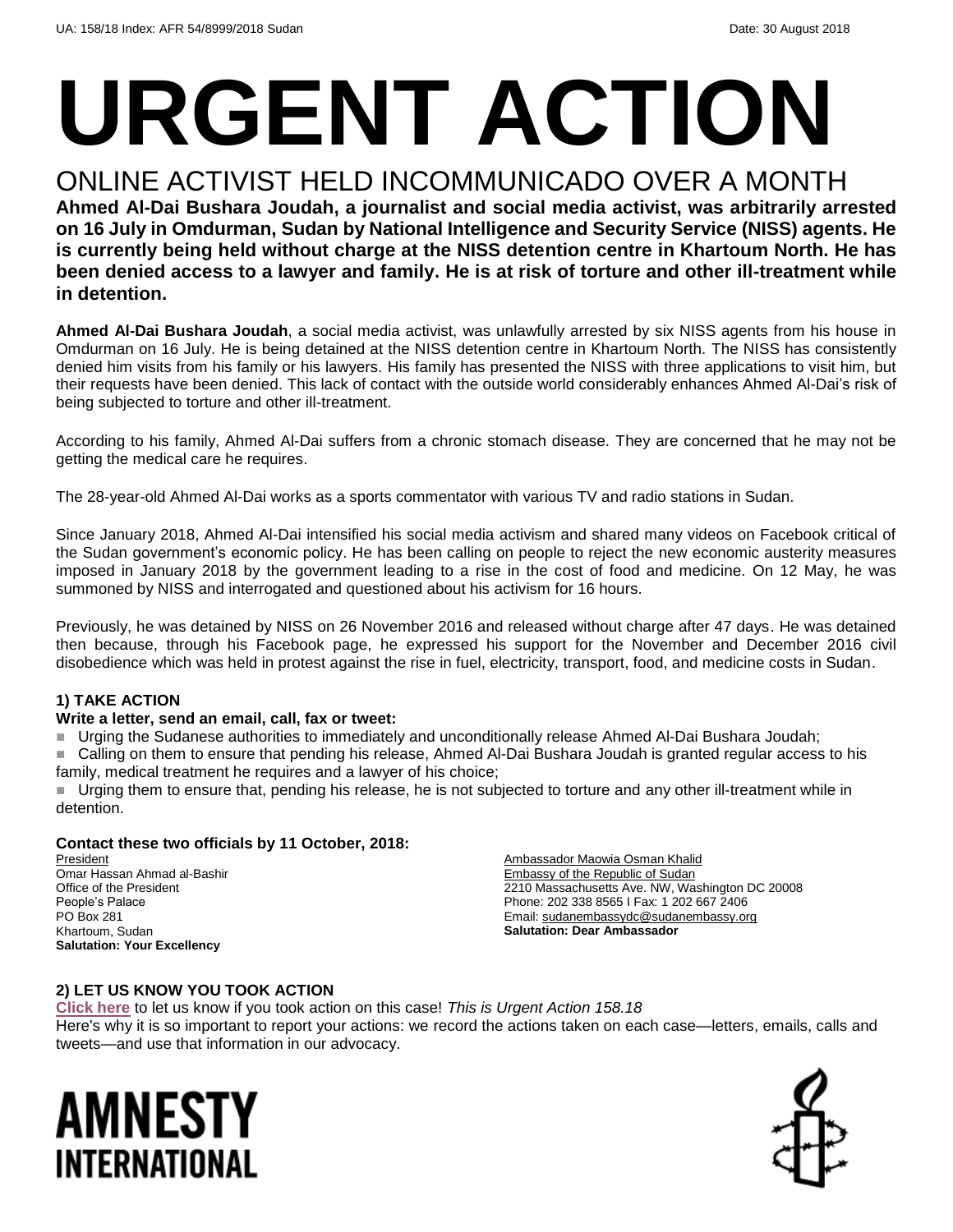UA: 158/18 Index: AFR 54/8999/2018 Sudan Date: 30 August 2018

# URGENT ACTION

## ONLINE ACTIVIST HELD INCOMMUNICADO OVER A MONTH

**Ahmed Al-Dai Bushara Joudah, a journalist and social media activist, was arbitrarily arrested on 16 July in Omdurman, Sudan by National Intelligence and Security Service (NISS) agents. He is currently being held without charge at the NISS detention centre in Khartoum North. He has been denied access to a lawyer and family. He is at risk of torture and other ill-treatment while in detention.**

**Ahmed Al-Dai Bushara Joudah**, a social media activist, was unlawfully arrested by six NISS agents from his house in Omdurman on 16 July. He is being detained at the NISS detention centre in Khartoum North. The NISS has consistently denied him visits from his family or his lawyers. His family has presented the NISS with three applications to visit him, but their requests have been denied. This lack of contact with the outside world considerably enhances Ahmed Al-Dai's risk of being subjected to torture and other ill-treatment.

According to his family, Ahmed Al-Dai suffers from a chronic stomach disease. They are concerned that he may not be getting the medical care he requires.

The 28-year-old Ahmed Al-Dai works as a sports commentator with various TV and radio stations in Sudan.

Since January 2018, Ahmed Al-Dai intensified his social media activism and shared many videos on Facebook critical of the Sudan government's economic policy. He has been calling on people to reject the new economic austerity measures imposed in January 2018 by the government leading to a rise in the cost of food and medicine. On 12 May, he was summoned by NISS and interrogated and questioned about his activism for 16 hours.

Previously, he was detained by NISS on 26 November 2016 and released without charge after 47 days. He was detained then because, through his Facebook page, he expressed his support for the November and December 2016 civil disobedience which was held in protest against the rise in fuel, electricity, transport, food, and medicine costs in Sudan.

### 1) TAKE ACTION

**Write a letter, send an email, call, fax or tweet:**

- Urging the Sudanese authorities to immediately and unconditionally release Ahmed Al-Dai Bushara Joudah;
- Calling on them to ensure that pending his release, Ahmed Al-Dai Bushara Joudah is granted regular access to his family, medical treatment he requires and a lawyer of his choice;
- Urging them to ensure that, pending his release, he is not subjected to torture and any other ill-treatment while in detention.

**Contact these two officials by 11 October, 2018:**

President
Omar Hassan Ahmad al-Bashir
Office of the President
People's Palace
PO Box 281
Khartoum, Sudan
**Salutation: Your Excellency**

Ambassador Maowia Osman Khalid
Embassy of the Republic of Sudan
2210 Massachusetts Ave. NW, Washington DC 20008
Phone: 202 338 8565 I Fax: 1 202 667 2406
Email: sudanembassydc@sudanembassy.org
**Salutation: Dear Ambassador**

### 2) LET US KNOW YOU TOOK ACTION

**Click here** to let us know if you took action on this case! *This is Urgent Action 158.18*
Here's why it is so important to report your actions: we record the actions taken on each case—letters, emails, calls and tweets—and use that information in our advocacy.

AMNESTY INTERNATIONAL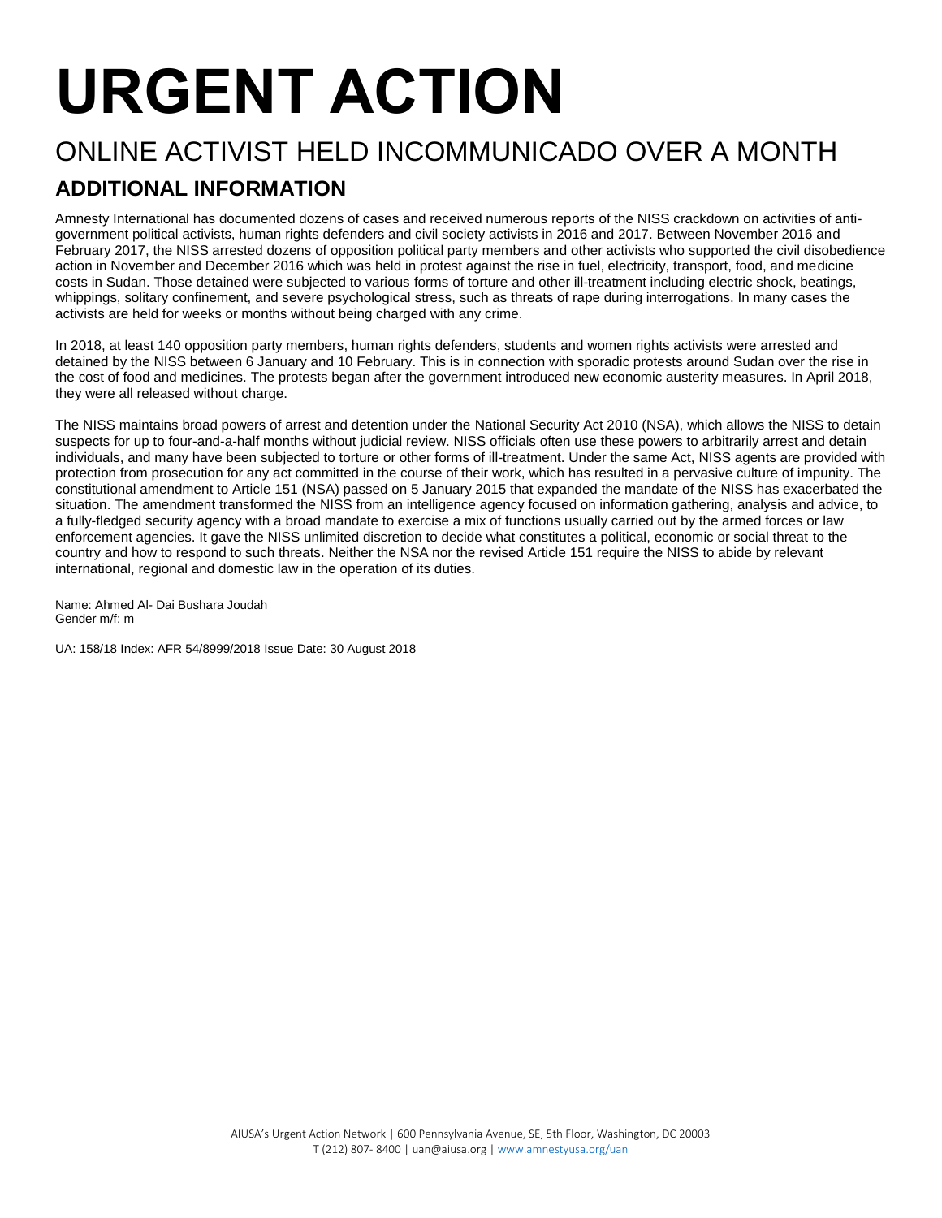# URGENT ACTION

## ONLINE ACTIVIST HELD INCOMMUNICADO OVER A MONTH

### ADDITIONAL INFORMATION

Amnesty International has documented dozens of cases and received numerous reports of the NISS crackdown on activities of anti-government political activists, human rights defenders and civil society activists in 2016 and 2017. Between November 2016 and February 2017, the NISS arrested dozens of opposition political party members and other activists who supported the civil disobedience action in November and December 2016 which was held in protest against the rise in fuel, electricity, transport, food, and medicine costs in Sudan. Those detained were subjected to various forms of torture and other ill-treatment including electric shock, beatings, whippings, solitary confinement, and severe psychological stress, such as threats of rape during interrogations. In many cases the activists are held for weeks or months without being charged with any crime.

In 2018, at least 140 opposition party members, human rights defenders, students and women rights activists were arrested and detained by the NISS between 6 January and 10 February. This is in connection with sporadic protests around Sudan over the rise in the cost of food and medicines. The protests began after the government introduced new economic austerity measures. In April 2018, they were all released without charge.

The NISS maintains broad powers of arrest and detention under the National Security Act 2010 (NSA), which allows the NISS to detain suspects for up to four-and-a-half months without judicial review. NISS officials often use these powers to arbitrarily arrest and detain individuals, and many have been subjected to torture or other forms of ill-treatment. Under the same Act, NISS agents are provided with protection from prosecution for any act committed in the course of their work, which has resulted in a pervasive culture of impunity. The constitutional amendment to Article 151 (NSA) passed on 5 January 2015 that expanded the mandate of the NISS has exacerbated the situation. The amendment transformed the NISS from an intelligence agency focused on information gathering, analysis and advice, to a fully-fledged security agency with a broad mandate to exercise a mix of functions usually carried out by the armed forces or law enforcement agencies. It gave the NISS unlimited discretion to decide what constitutes a political, economic or social threat to the country and how to respond to such threats. Neither the NSA nor the revised Article 151 require the NISS to abide by relevant international, regional and domestic law in the operation of its duties.

Name: Ahmed Al- Dai Bushara Joudah
Gender m/f: m

UA: 158/18 Index: AFR 54/8999/2018 Issue Date: 30 August 2018

AIUSA's Urgent Action Network | 600 Pennsylvania Avenue, SE, 5th Floor, Washington, DC 20003
T (212) 807- 8400 | uan@aiusa.org | www.amnestyusa.org/uan